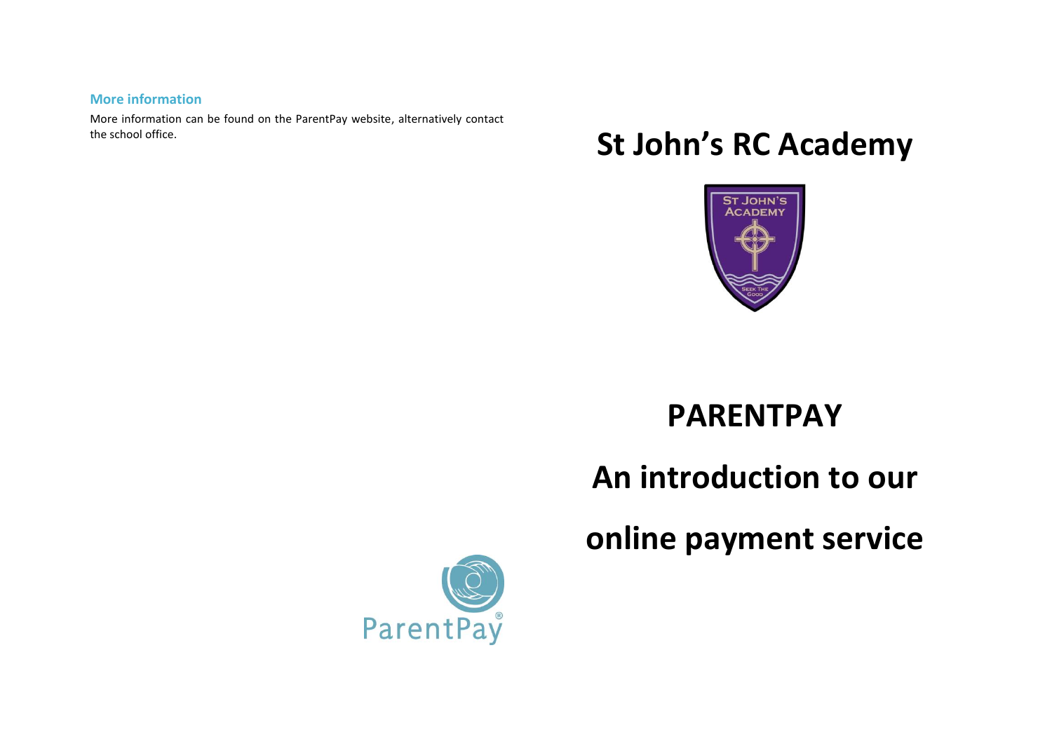### More information

More information can be found on the ParentPay website, alternatively contact the school office.

# St John's RC Academy

# PARENTPAY

# An introduction to our online payment service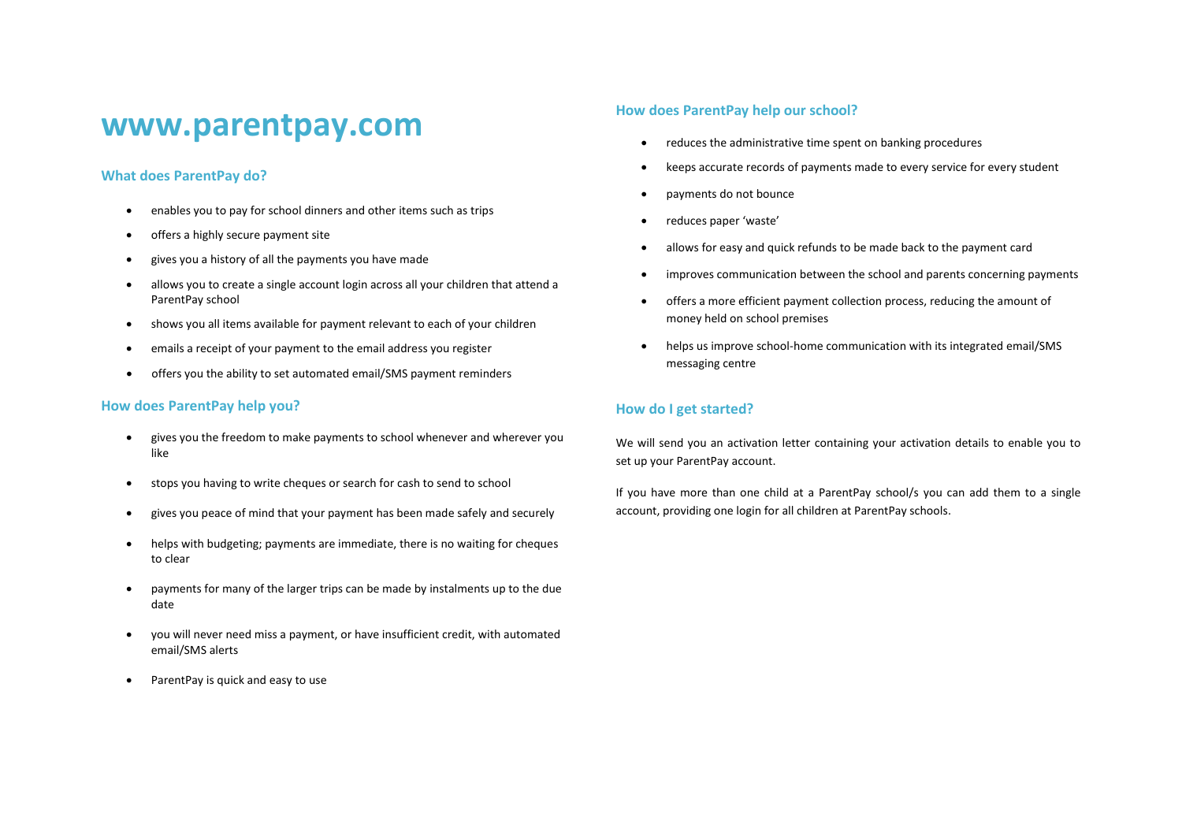# www.parentpay.com

## What does ParentPay do?

- enables you to pay for school dinners and other items such as trips
- offers a highly secure payment site
- gives you a history of all the payments you have made
- allows you to create a single account login across all your children that attend a ParentPay school
- shows you all items available for payment relevant to each of your children
- emails a receipt of your payment to the email address you register
- offers you the ability to set automated email/SMS payment reminders

## How does ParentPay help you?

- gives you the freedom to make payments to school whenever and wherever you like
- stops you having to write cheques or search for cash to send to school
- gives you peace of mind that your payment has been made safely and securely
- helps with budgeting; payments are immediate, there is no waiting for cheques to clear
- payments for many of the larger trips can be made by instalments up to the due date
- you will never need miss a payment, or have insufficient credit, with automated email/SMS alerts
- ParentPay is quick and easy to use

## How does ParentPay help our school?

- reduces the administrative time spent on banking procedures
- keeps accurate records of payments made to every service for every student
- payments do not bounce
- reduces paper 'waste'
- allows for easy and quick refunds to be made back to the payment card
- improves communication between the school and parents concerning payments
- offers a more efficient payment collection process, reducing the amount of money held on school premises
- helps us improve school-home communication with its integrated email/SMS messaging centre

## How do I get started?

We will send you an activation letter containing your activation details to enable you to set up your ParentPay account.

If you have more than one child at a ParentPay school/s you can add them to a single account, providing one login for all children at ParentPay schools.